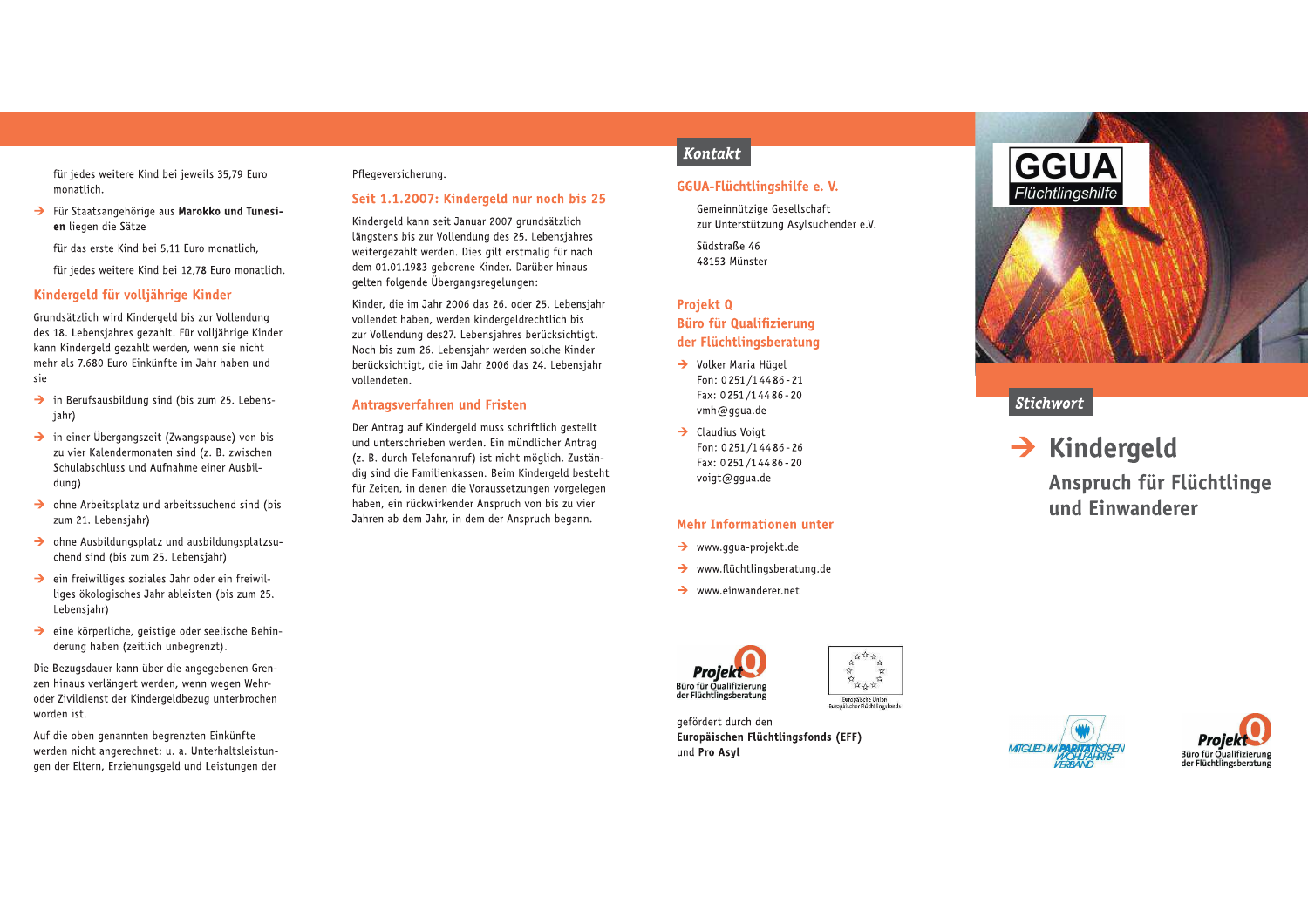für jedes weitere Kind bei jeweils 35,79 Euro monatlich.

- Für Staatsangehörige aus **Marokko und Tunesien** liegen die Sätze

  für das erste Kind bei 5,11 Euro monatlich,

  für jedes weitere Kind bei 12,78 Euro monatlich.

## Kindergeld für volljährige Kinder

Grundsätzlich wird Kindergeld bis zur Vollendung des 18. Lebensjahres gezahlt. Für volljährige Kinder kann Kindergeld gezahlt werden, wenn sie nicht mehr als 7.680 Euro Einkünfte im Jahr haben und sie

- in Berufsausbildung sind (bis zum 25. Lebensjahr)
- in einer Übergangszeit (Zwangspause) von bis zu vier Kalendermonaten sind (z. B. zwischen Schulabschluss und Aufnahme einer Ausbildung)
- ohne Arbeitsplatz und arbeitssuchend sind (bis zum 21. Lebensjahr)
- ohne Ausbildungsplatz und ausbildungsplatzsuchend sind (bis zum 25. Lebensjahr)
- ein freiwilliges soziales Jahr oder ein freiwilliges ökologisches Jahr ableisten (bis zum 25. Lebensjahr)
- eine körperliche, geistige oder seelische Behinderung haben (zeitlich unbegrenzt).

Die Bezugsdauer kann über die angegebenen Grenzen hinaus verlängert werden, wenn wegen Wehr- oder Zivildienst der Kindergeldbezug unterbrochen worden ist.

Auf die oben genannten begrenzten Einkünfte werden nicht angerechnet: u. a. Unterhaltsleistungen der Eltern, Erziehungsgeld und Leistungen der Pflegeversicherung.

## Seit 1.1.2007: Kindergeld nur noch bis 25

Kindergeld kann seit Januar 2007 grundsätzlich längstens bis zur Vollendung des 25. Lebensjahres weitergezahlt werden. Dies gilt erstmalig für nach dem 01.01.1983 geborene Kinder. Darüber hinaus gelten folgende Übergangsregelungen:

Kinder, die im Jahr 2006 das 26. oder 25. Lebensjahr vollendet haben, werden kindergeldrechtlich bis zur Vollendung des27. Lebensjahres berücksichtigt. Noch bis zum 26. Lebensjahr werden solche Kinder berücksichtigt, die im Jahr 2006 das 24. Lebensjahr vollendeten.

## Antragsverfahren und Fristen

Der Antrag auf Kindergeld muss schriftlich gestellt und unterschrieben werden. Ein mündlicher Antrag (z. B. durch Telefonanruf) ist nicht möglich. Zuständig sind die Familienkassen. Beim Kindergeld besteht für Zeiten, in denen die Voraussetzungen vorgelegen haben, ein rückwirkender Anspruch von bis zu vier Jahren ab dem Jahr, in dem der Anspruch begann.

## Kontakt

### GGUA-Flüchtlingshilfe e. V.

Gemeinnützige Gesellschaft
zur Unterstützung Asylsuchender e.V.

Südstraße 46
48153 Münster

### Projekt Q
### Büro für Qualifizierung der Flüchtlingsberatung

- Volker Maria Hügel
  Fon: 0251/14486-21
  Fax: 0251/14486-20
  vmh@ggua.de
- Claudius Voigt
  Fon: 0251/14486-26
  Fax: 0251/14486-20
  voigt@ggua.de

### Mehr Informationen unter

- www.ggua-projekt.de
- www.flüchtlingsberatung.de
- www.einwanderer.net

Projekt Q
Büro für Qualifizierung der Flüchtlingsberatung

Europäische Union
Europäischer Flüchtlingsfonds

gefördert durch den
**Europäischen Flüchtlingsfonds (EFF)**
und **Pro Asyl**

GGUA Flüchtlingshilfe

*Stichwort*

# Kindergeld

## Anspruch für Flüchtlinge und Einwanderer

Mitglied im Paritätischen Wohlfahrtsverband

Projekt Q
Büro für Qualifizierung der Flüchtlingsberatung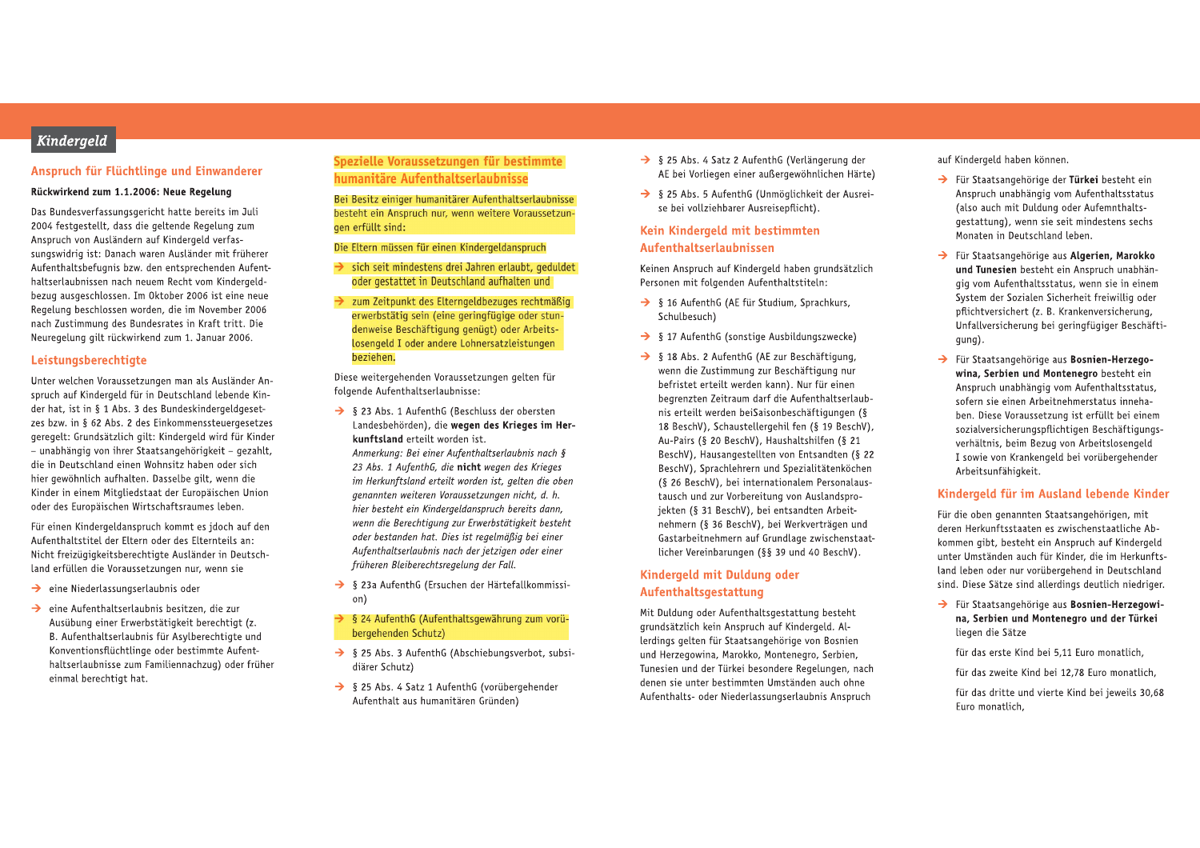# Kindergeld

## Anspruch für Flüchtlinge und Einwanderer

**Rückwirkend zum 1.1.2006: Neue Regelung**

Das Bundesverfassungsgericht hatte bereits im Juli 2004 festgestellt, dass die geltende Regelung zum Anspruch von Ausländern auf Kindergeld verfassungswidrig ist: Danach waren Ausländer mit früherer Aufenthaltsbefugnis bzw. den entsprechenden Aufenthaltserlaubnissen nach neuem Recht vom Kindergeldbezug ausgeschlossen. Im Oktober 2006 ist eine neue Regelung beschlossen worden, die im November 2006 nach Zustimmung des Bundesrates in Kraft tritt. Die Neuregelung gilt rückwirkend zum 1. Januar 2006.

## Leistungsberechtigte

Unter welchen Voraussetzungen man als Ausländer Anspruch auf Kindergeld für in Deutschland lebende Kinder hat, ist in § 1 Abs. 3 des Bundeskindergeldgesetzes bzw. in § 62 Abs. 2 des Einkommenssteuergesetzes geregelt: Grundsätzlich gilt: Kindergeld wird für Kinder – unabhängig von ihrer Staatsangehörigkeit – gezahlt, die in Deutschland einen Wohnsitz haben oder sich hier gewöhnlich aufhalten. Dasselbe gilt, wenn die Kinder in einem Mitgliedstaat der Europäischen Union oder des Europäischen Wirtschaftsraumes leben.

Für einen Kindergeldanspruch kommt es jdoch auf den Aufenthaltstitel der Eltern oder des Elternteils an: Nicht freizügigkeitsberechtigte Ausländer in Deutschland erfüllen die Voraussetzungen nur, wenn sie

- eine Niederlassungserlaubnis oder
- eine Aufenthaltserlaubnis besitzen, die zur Ausübung einer Erwerbstätigkeit berechtigt (z. B. Aufenthaltserlaubnis für Asylberechtigte und Konventionsflüchtlinge oder bestimmte Aufenthaltserlaubnisse zum Familiennachzug) oder früher einmal berechtigt hat.

## Spezielle Voraussetzungen für bestimmte humanitäre Aufenthaltserlaubnisse

Bei Besitz einiger humanitärer Aufenthaltserlaubnisse besteht ein Anspruch nur, wenn weitere Voraussetzungen erfüllt sind:

Die Eltern müssen für einen Kindergeldanspruch

- sich seit mindestens drei Jahren erlaubt, geduldet oder gestattet in Deutschland aufhalten und
- zum Zeitpunkt des Elterngeldbezuges rechtmäßig erwerbstätig sein (eine geringfügige oder stundenweise Beschäftigung genügt) oder Arbeitslosengeld I oder andere Lohnersatzleistungen beziehen.

Diese weitergehenden Voraussetzungen gelten für folgende Aufenthaltserlaubnisse:

- § 23 Abs. 1 AufenthG (Beschluss der obersten Landesbehörden), die **wegen des Krieges im Herkunftsland** erteilt worden ist.
  *Anmerkung: Bei einer Aufenthaltserlaubnis nach § 23 Abs. 1 AufenthG, die* ***nicht*** *wegen des Krieges im Herkunftsland erteilt worden ist, gelten die oben genannten weiteren Voraussetzungen nicht, d. h. hier besteht ein Kindergeldanspruch bereits dann, wenn die Berechtigung zur Erwerbstätigkeit besteht oder bestanden hat. Dies ist regelmäßig bei einer Aufenthaltserlaubnis nach der jetzigen oder einer früheren Bleiberechtsregelung der Fall.*
- § 23a AufenthG (Ersuchen der Härtefallkommission)
- § 24 AufenthG (Aufenthaltsgewährung zum vorübergehenden Schutz)
- § 25 Abs. 3 AufenthG (Abschiebungsverbot, subsidiärer Schutz)
- § 25 Abs. 4 Satz 1 AufenthG (vorübergehender Aufenthalt aus humanitären Gründen)
- § 25 Abs. 4 Satz 2 AufenthG (Verlängerung der AE bei Vorliegen einer außergewöhnlichen Härte)
- § 25 Abs. 5 AufenthG (Unmöglichkeit der Ausreise bei vollziehbarer Ausreisepflicht).

## Kein Kindergeld mit bestimmten Aufenthaltserlaubnissen

Keinen Anspruch auf Kindergeld haben grundsätzlich Personen mit folgenden Aufenthaltstiteln:

- § 16 AufenthG (AE für Studium, Sprachkurs, Schulbesuch)
- § 17 AufenthG (sonstige Ausbildungszwecke)
- § 18 Abs. 2 AufenthG (AE zur Beschäftigung, wenn die Zustimmung zur Beschäftigung nur befristet erteilt werden kann). Nur für einen begrenzten Zeitraum darf die Aufenthaltserlaubnis erteilt werden beiSaisonbeschäftigungen (§ 18 BeschV), Schaustellergehil fen (§ 19 BeschV), Au-Pairs (§ 20 BeschV), Haushaltshilfen (§ 21 BeschV), Hausangestellten von Entsandten (§ 22 BeschV), Sprachlehrern und Spezialitätenköchen (§ 26 BeschV), bei internationalem Personalaustausch und zur Vorbereitung von Auslandsprojekten (§ 31 BeschV), bei entsandten Arbeitnehmern (§ 36 BeschV), bei Werkverträgen und Gastarbeitnehmern auf Grundlage zwischenstaatlicher Vereinbarungen (§§ 39 und 40 BeschV).

## Kindergeld mit Duldung oder Aufenthaltsgestattung

Mit Duldung oder Aufenthaltsgestattung besteht grundsätzlich kein Anspruch auf Kindergeld. Allerdings gelten für Staatsangehörige von Bosnien und Herzegowina, Marokko, Montenegro, Serbien, Tunesien und der Türkei besondere Regelungen, nach denen sie unter bestimmten Umständen auch ohne Aufenthalts- oder Niederlassungserlaubnis Anspruch auf Kindergeld haben können.

- Für Staatsangehörige der **Türkei** besteht ein Anspruch unabhängig vom Aufenthaltsstatus (also auch mit Duldung oder Aufemnthaltsgestattung), wenn sie seit mindestens sechs Monaten in Deutschland leben.
- Für Staatsangehörige aus **Algerien, Marokko und Tunesien** besteht ein Anspruch unabhängig vom Aufenthaltsstatus, wenn sie in einem System der Sozialen Sicherheit freiwillig oder pflichtversichert (z. B. Krankenversicherung, Unfallversicherung bei geringfügiger Beschäftigung).
- Für Staatsangehörige aus **Bosnien-Herzegowina, Serbien und Montenegro** besteht ein Anspruch unabhängig vom Aufenthaltsstatus, sofern sie einen Arbeitnehmerstatus innehaben. Diese Voraussetzung ist erfüllt bei einem sozialversicherungspflichtigen Beschäftigungsverhältnis, beim Bezug von Arbeitslosengeld I sowie von Krankengeld bei vorübergehender Arbeitsunfähigkeit.

## Kindergeld für im Ausland lebende Kinder

Für die oben genannten Staatsangehörigen, mit deren Herkunftsstaaten es zwischenstaatliche Abkommen gibt, besteht ein Anspruch auf Kindergeld unter Umständen auch für Kinder, die im Herkunftsland leben oder nur vorübergehend in Deutschland sind. Diese Sätze sind allerdings deutlich niedriger.

- Für Staatsangehörige aus **Bosnien-Herzegowina, Serbien und Montenegro und der Türkei** liegen die Sätze

  für das erste Kind bei 5,11 Euro monatlich,

  für das zweite Kind bei 12,78 Euro monatlich,

  für das dritte und vierte Kind bei jeweils 30,68 Euro monatlich,